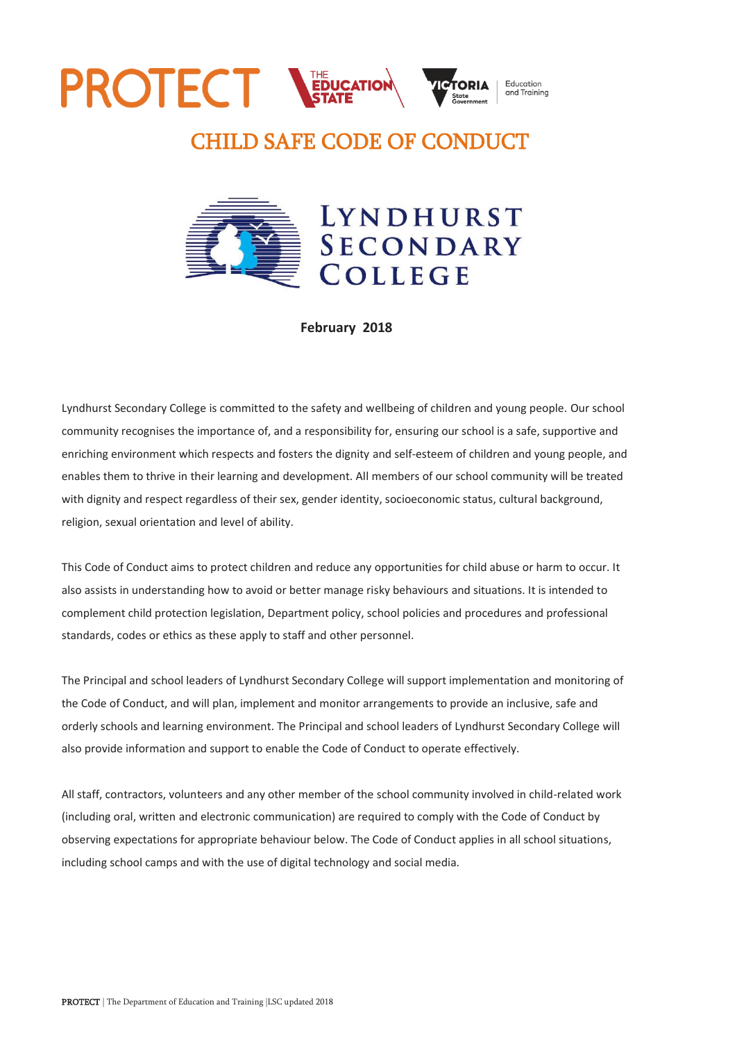PROTECT | THE EDUCATION STATE | VICTORIA State Government | Education and Training

# CHILD SAFE CODE OF CONDUCT

LYNDHURST SECONDARY COLLEGE

**February 2018**

Lyndhurst Secondary College is committed to the safety and wellbeing of children and young people. Our school community recognises the importance of, and a responsibility for, ensuring our school is a safe, supportive and enriching environment which respects and fosters the dignity and self-esteem of children and young people, and enables them to thrive in their learning and development. All members of our school community will be treated with dignity and respect regardless of their sex, gender identity, socioeconomic status, cultural background, religion, sexual orientation and level of ability.

This Code of Conduct aims to protect children and reduce any opportunities for child abuse or harm to occur. It also assists in understanding how to avoid or better manage risky behaviours and situations. It is intended to complement child protection legislation, Department policy, school policies and procedures and professional standards, codes or ethics as these apply to staff and other personnel.

The Principal and school leaders of Lyndhurst Secondary College will support implementation and monitoring of the Code of Conduct, and will plan, implement and monitor arrangements to provide an inclusive, safe and orderly schools and learning environment. The Principal and school leaders of Lyndhurst Secondary College will also provide information and support to enable the Code of Conduct to operate effectively.

All staff, contractors, volunteers and any other member of the school community involved in child-related work (including oral, written and electronic communication) are required to comply with the Code of Conduct by observing expectations for appropriate behaviour below. The Code of Conduct applies in all school situations, including school camps and with the use of digital technology and social media.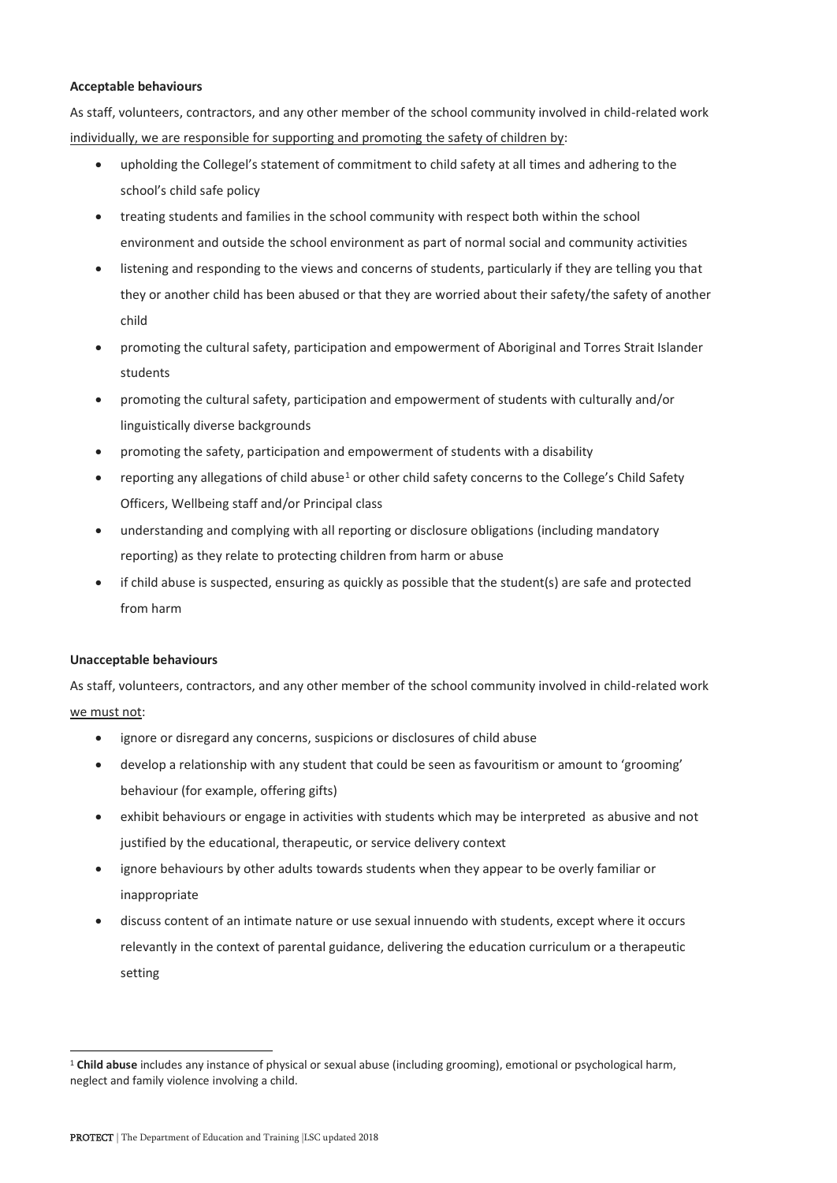**Acceptable behaviours**

As staff, volunteers, contractors, and any other member of the school community involved in child-related work individually, we are responsible for supporting and promoting the safety of children by:

- upholding the Collegel's statement of commitment to child safety at all times and adhering to the school's child safe policy
- treating students and families in the school community with respect both within the school environment and outside the school environment as part of normal social and community activities
- listening and responding to the views and concerns of students, particularly if they are telling you that they or another child has been abused or that they are worried about their safety/the safety of another child
- promoting the cultural safety, participation and empowerment of Aboriginal and Torres Strait Islander students
- promoting the cultural safety, participation and empowerment of students with culturally and/or linguistically diverse backgrounds
- promoting the safety, participation and empowerment of students with a disability
- reporting any allegations of child abuse[1] or other child safety concerns to the College's Child Safety Officers, Wellbeing staff and/or Principal class
- understanding and complying with all reporting or disclosure obligations (including mandatory reporting) as they relate to protecting children from harm or abuse
- if child abuse is suspected, ensuring as quickly as possible that the student(s) are safe and protected from harm

**Unacceptable behaviours**

As staff, volunteers, contractors, and any other member of the school community involved in child-related work we must not:

- ignore or disregard any concerns, suspicions or disclosures of child abuse
- develop a relationship with any student that could be seen as favouritism or amount to 'grooming' behaviour (for example, offering gifts)
- exhibit behaviours or engage in activities with students which may be interpreted as abusive and not justified by the educational, therapeutic, or service delivery context
- ignore behaviours by other adults towards students when they appear to be overly familiar or inappropriate
- discuss content of an intimate nature or use sexual innuendo with students, except where it occurs relevantly in the context of parental guidance, delivering the education curriculum or a therapeutic setting

[1] **Child abuse** includes any instance of physical or sexual abuse (including grooming), emotional or psychological harm, neglect and family violence involving a child.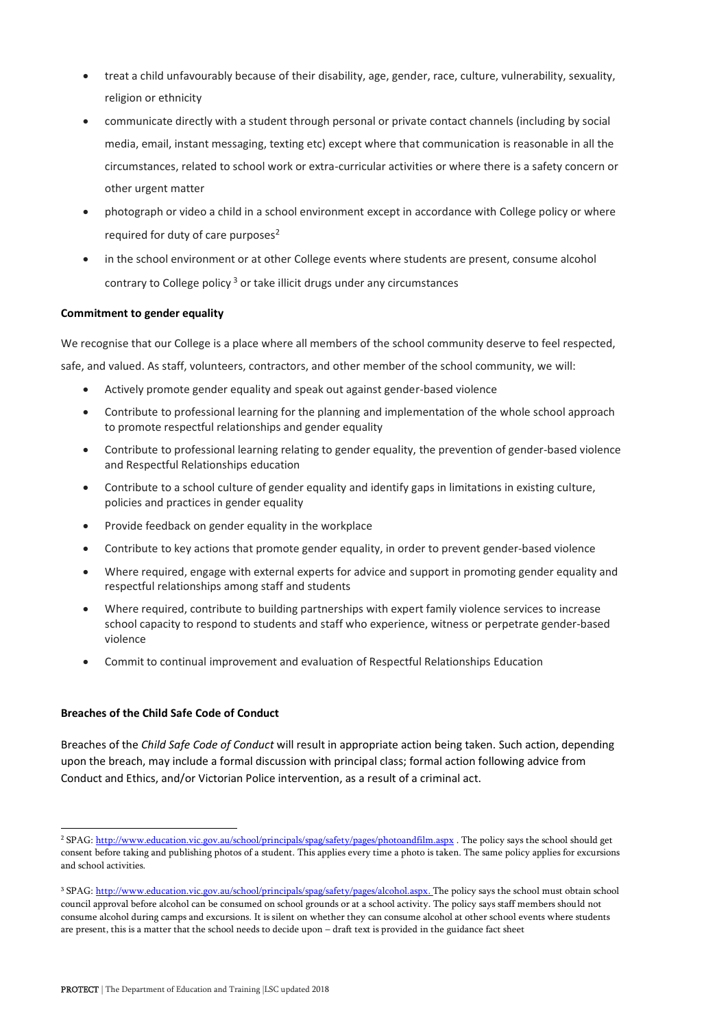- treat a child unfavourably because of their disability, age, gender, race, culture, vulnerability, sexuality, religion or ethnicity
- communicate directly with a student through personal or private contact channels (including by social media, email, instant messaging, texting etc) except where that communication is reasonable in all the circumstances, related to school work or extra-curricular activities or where there is a safety concern or other urgent matter
- photograph or video a child in a school environment except in accordance with College policy or where required for duty of care purposes[2]
- in the school environment or at other College events where students are present, consume alcohol contrary to College policy [3] or take illicit drugs under any circumstances

**Commitment to gender equality**

We recognise that our College is a place where all members of the school community deserve to feel respected, safe, and valued. As staff, volunteers, contractors, and other member of the school community, we will:

- Actively promote gender equality and speak out against gender-based violence
- Contribute to professional learning for the planning and implementation of the whole school approach to promote respectful relationships and gender equality
- Contribute to professional learning relating to gender equality, the prevention of gender-based violence and Respectful Relationships education
- Contribute to a school culture of gender equality and identify gaps in limitations in existing culture, policies and practices in gender equality
- Provide feedback on gender equality in the workplace
- Contribute to key actions that promote gender equality, in order to prevent gender-based violence
- Where required, engage with external experts for advice and support in promoting gender equality and respectful relationships among staff and students
- Where required, contribute to building partnerships with expert family violence services to increase school capacity to respond to students and staff who experience, witness or perpetrate gender-based violence
- Commit to continual improvement and evaluation of Respectful Relationships Education

**Breaches of the Child Safe Code of Conduct**

Breaches of the *Child Safe Code of Conduct* will result in appropriate action being taken. Such action, depending upon the breach, may include a formal discussion with principal class; formal action following advice from Conduct and Ethics, and/or Victorian Police intervention, as a result of a criminal act.

---

[2] SPAG: http://www.education.vic.gov.au/school/principals/spag/safety/pages/photoandfilm.aspx . The policy says the school should get consent before taking and publishing photos of a student. This applies every time a photo is taken. The same policy applies for excursions and school activities.

[3] SPAG: http://www.education.vic.gov.au/school/principals/spag/safety/pages/alcohol.aspx. The policy says the school must obtain school council approval before alcohol can be consumed on school grounds or at a school activity. The policy says staff members should not consume alcohol during camps and excursions. It is silent on whether they can consume alcohol at other school events where students are present, this is a matter that the school needs to decide upon – draft text is provided in the guidance fact sheet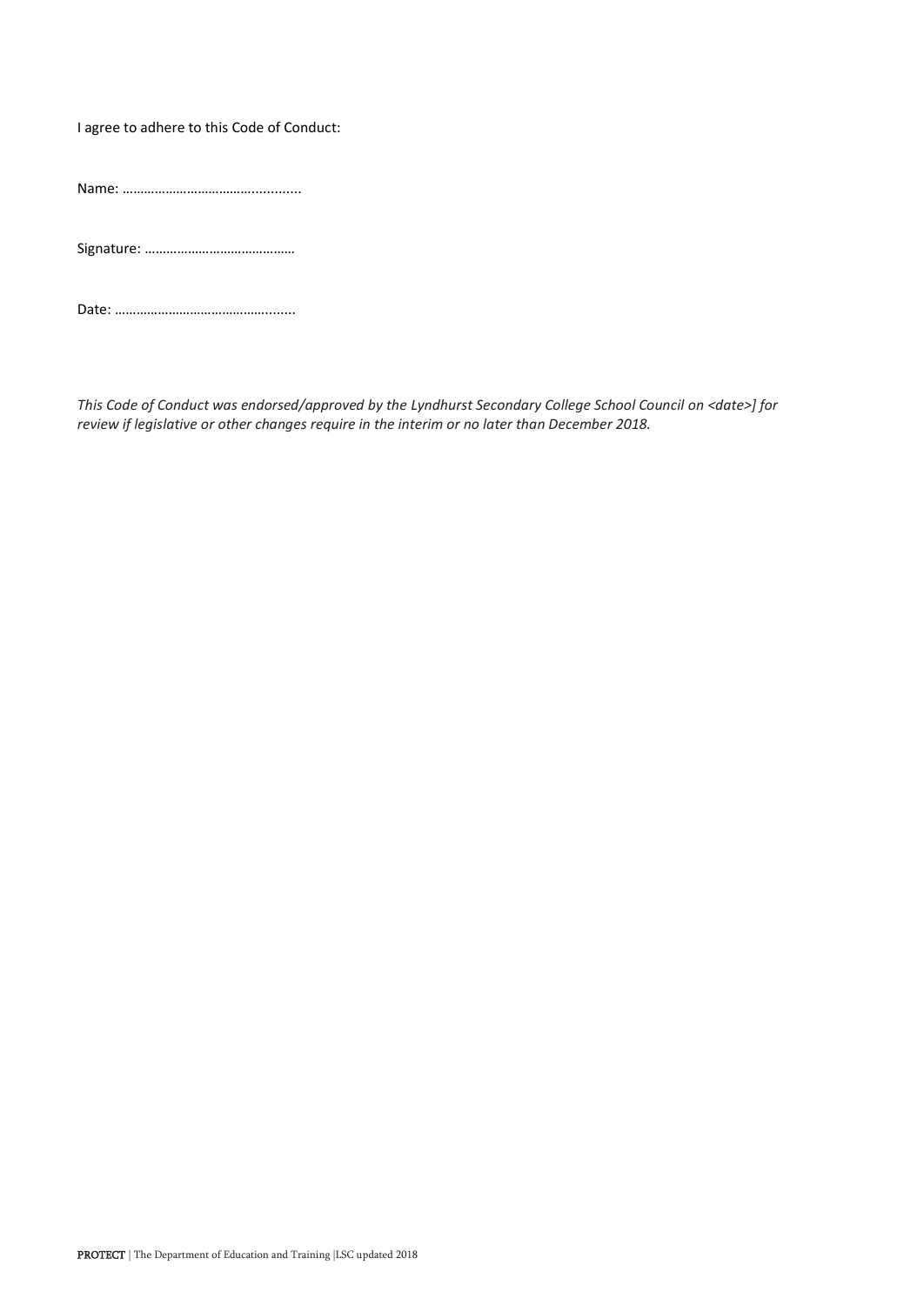I agree to adhere to this Code of Conduct:

Name: …………………………………............

Signature: ……………………………………

Date: ……………………………………........

*This Code of Conduct was endorsed/approved by the Lyndhurst Secondary College School Council on <date>] for review if legislative or other changes require in the interim or no later than December 2018.*